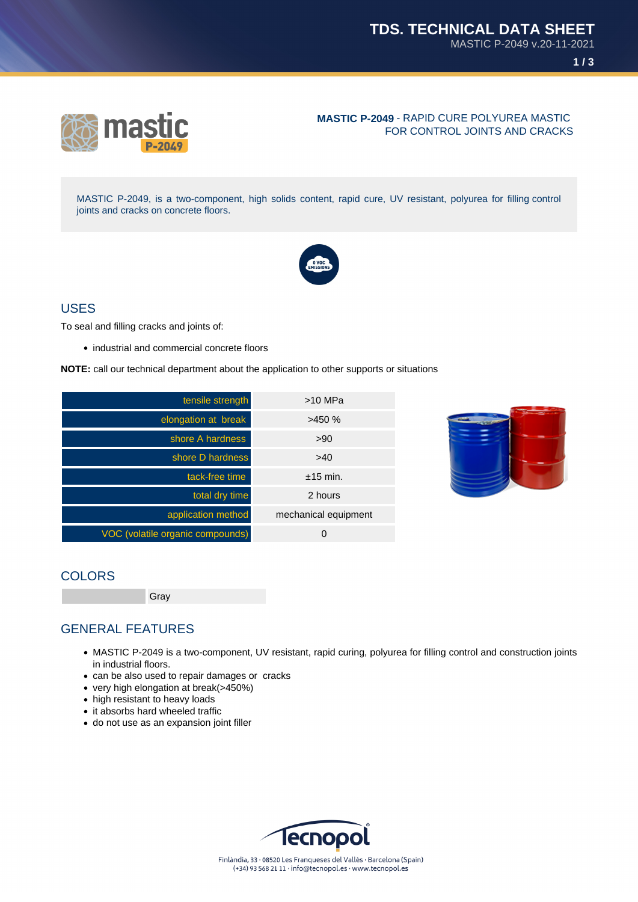**MASTIC P-2049** - RAPID CURE POLYUREA MASTIC FOR CONTROL JOINTS AND CRACKS

MASTIC P-2049, is a two-component, high solids content, rapid cure, UV resistant, polyurea for filling control joints and cracks on concrete floors.

## USES

To seal and filling cracks and joints of:

- industrial and commercial concrete floors

**NOTE:** call our technical department about the application to other supports or situations

| | |
|---|---|
| tensile strength | >10 MPa |
| elongation at break | >450 % |
| shore A hardness | >90 |
| shore D hardness | >40 |
| tack-free time | ±15 min. |
| total dry time | 2 hours |
| application method | mechanical equipment |
| VOC (volatile organic compounds) | 0 |

## COLORS

| | |
|---|---|
| | Gray |

## GENERAL FEATURES

- MASTIC P-2049 is a two-component, UV resistant, rapid curing, polyurea for filling control and construction joints in industrial floors.
- can be also used to repair damages or cracks
- very high elongation at break(>450%)
- high resistant to heavy loads
- it absorbs hard wheeled traffic
- do not use as an expansion joint filler

Finlàndia, 33 · 08520 Les Franqueses del Vallès · Barcelona (Spain)
(+34) 93 568 21 11 · info@tecnopol.es · www.tecnopol.es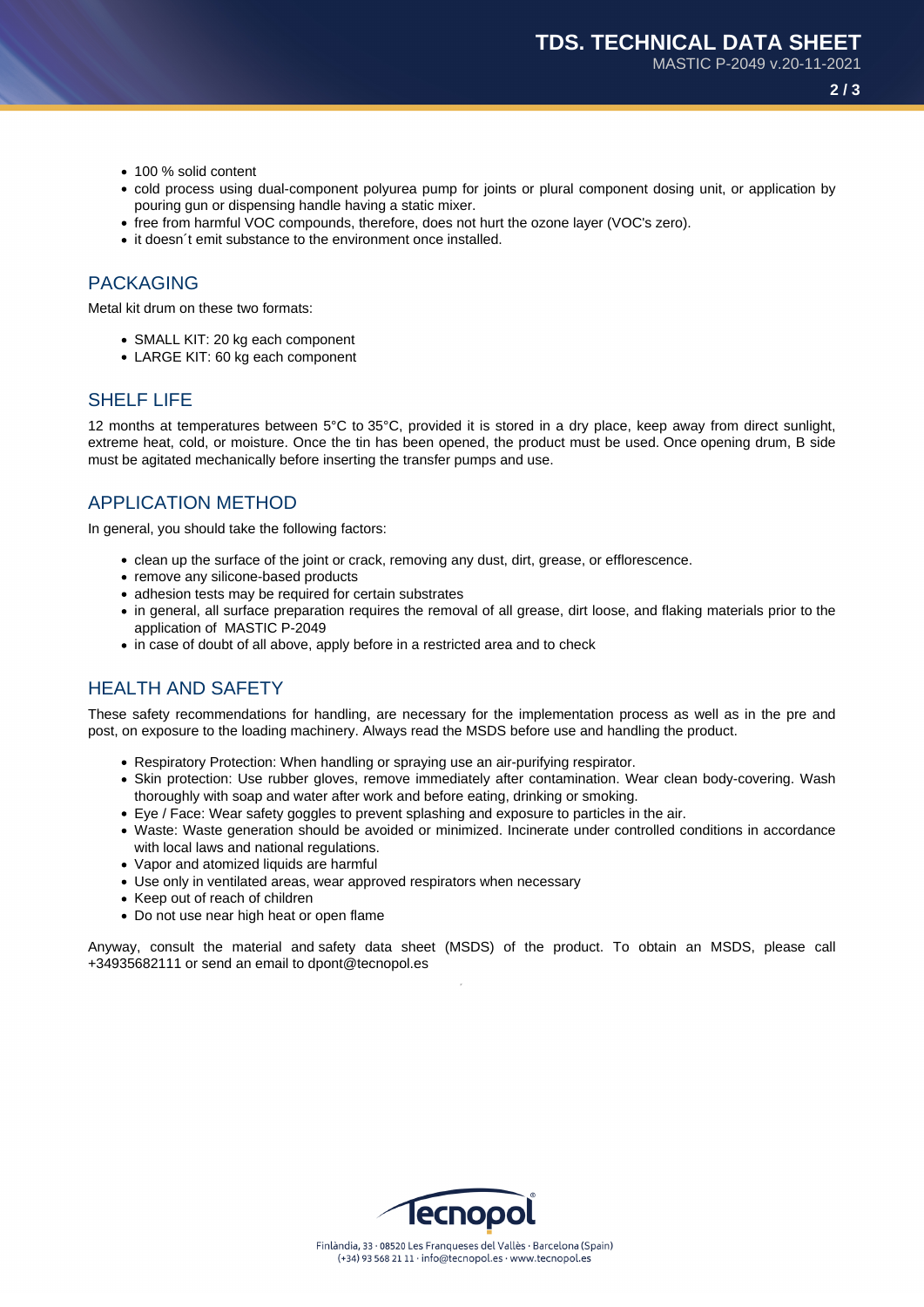- 100 % solid content
- cold process using dual-component polyurea pump for joints or plural component dosing unit, or application by pouring gun or dispensing handle having a static mixer.
- free from harmful VOC compounds, therefore, does not hurt the ozone layer (VOC's zero).
- it doesn´t emit substance to the environment once installed.

## PACKAGING

Metal kit drum on these two formats:

- SMALL KIT: 20 kg each component
- LARGE KIT: 60 kg each component

## SHELF LIFE

12 months at temperatures between 5°C to 35°C, provided it is stored in a dry place, keep away from direct sunlight, extreme heat, cold, or moisture. Once the tin has been opened, the product must be used. Once opening drum, B side must be agitated mechanically before inserting the transfer pumps and use.

## APPLICATION METHOD

In general, you should take the following factors:

- clean up the surface of the joint or crack, removing any dust, dirt, grease, or efflorescence.
- remove any silicone-based products
- adhesion tests may be required for certain substrates
- in general, all surface preparation requires the removal of all grease, dirt loose, and flaking materials prior to the application of MASTIC P-2049
- in case of doubt of all above, apply before in a restricted area and to check

## HEALTH AND SAFETY

These safety recommendations for handling, are necessary for the implementation process as well as in the pre and post, on exposure to the loading machinery. Always read the MSDS before use and handling the product.

- Respiratory Protection: When handling or spraying use an air-purifying respirator.
- Skin protection: Use rubber gloves, remove immediately after contamination. Wear clean body-covering. Wash thoroughly with soap and water after work and before eating, drinking or smoking.
- Eye / Face: Wear safety goggles to prevent splashing and exposure to particles in the air.
- Waste: Waste generation should be avoided or minimized. Incinerate under controlled conditions in accordance with local laws and national regulations.
- Vapor and atomized liquids are harmful
- Use only in ventilated areas, wear approved respirators when necessary
- Keep out of reach of children
- Do not use near high heat or open flame

Anyway, consult the material and safety data sheet (MSDS) of the product. To obtain an MSDS, please call +34935682111 or send an email to dpont@tecnopol.es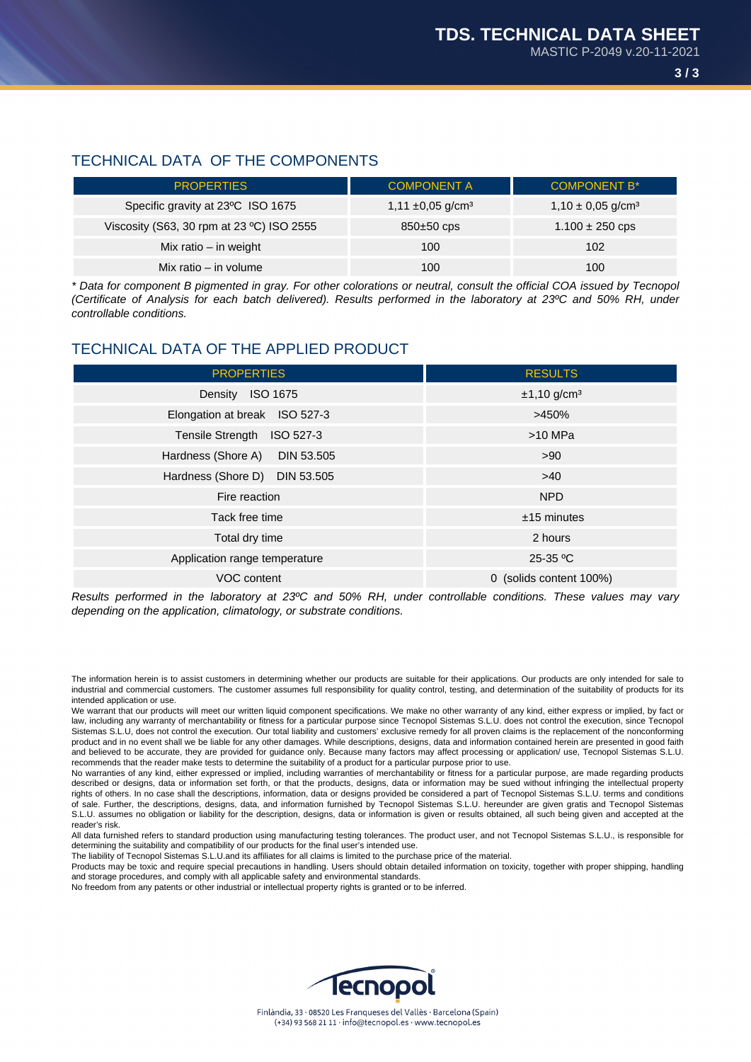## TECHNICAL DATA OF THE COMPONENTS

| PROPERTIES | COMPONENT A | COMPONENT B* |
|---|---|---|
| Specific gravity at 23ºC ISO 1675 | 1,11 ±0,05 g/cm³ | 1,10 ± 0,05 g/cm³ |
| Viscosity (S63, 30 rpm at 23 ºC) ISO 2555 | 850±50 cps | 1.100 ± 250 cps |
| Mix ratio – in weight | 100 | 102 |
| Mix ratio – in volume | 100 | 100 |

*\* Data for component B pigmented in gray. For other colorations or neutral, consult the official COA issued by Tecnopol (Certificate of Analysis for each batch delivered). Results performed in the laboratory at 23ºC and 50% RH, under controllable conditions.*

## TECHNICAL DATA OF THE APPLIED PRODUCT

| PROPERTIES | RESULTS |
|---|---|
| Density ISO 1675 | ±1,10 g/cm³ |
| Elongation at break ISO 527-3 | >450% |
| Tensile Strength ISO 527-3 | >10 MPa |
| Hardness (Shore A) DIN 53.505 | >90 |
| Hardness (Shore D) DIN 53.505 | >40 |
| Fire reaction | NPD |
| Tack free time | ±15 minutes |
| Total dry time | 2 hours |
| Application range temperature | 25-35 ºC |
| VOC content | 0 (solids content 100%) |

*Results performed in the laboratory at 23ºC and 50% RH, under controllable conditions. These values may vary depending on the application, climatology, or substrate conditions.*

The information herein is to assist customers in determining whether our products are suitable for their applications. Our products are only intended for sale to industrial and commercial customers. The customer assumes full responsibility for quality control, testing, and determination of the suitability of products for its intended application or use.

We warrant that our products will meet our written liquid component specifications. We make no other warranty of any kind, either express or implied, by fact or law, including any warranty of merchantability or fitness for a particular purpose since Tecnopol Sistemas S.L.U. does not control the execution, since Tecnopol Sistemas S.L.U, does not control the execution. Our total liability and customers' exclusive remedy for all proven claims is the replacement of the nonconforming product and in no event shall we be liable for any other damages. While descriptions, designs, data and information contained herein are presented in good faith and believed to be accurate, they are provided for guidance only. Because many factors may affect processing or application/ use, Tecnopol Sistemas S.L.U. recommends that the reader make tests to determine the suitability of a product for a particular purpose prior to use.

No warranties of any kind, either expressed or implied, including warranties of merchantability or fitness for a particular purpose, are made regarding products described or designs, data or information set forth, or that the products, designs, data or information may be sued without infringing the intellectual property rights of others. In no case shall the descriptions, information, data or designs provided be considered a part of Tecnopol Sistemas S.L.U. terms and conditions of sale. Further, the descriptions, designs, data, and information furnished by Tecnopol Sistemas S.L.U. hereunder are given gratis and Tecnopol Sistemas S.L.U. assumes no obligation or liability for the description, designs, data or information is given or results obtained, all such being given and accepted at the reader's risk.

All data furnished refers to standard production using manufacturing testing tolerances. The product user, and not Tecnopol Sistemas S.L.U., is responsible for determining the suitability and compatibility of our products for the final user's intended use.

The liability of Tecnopol Sistemas S.L.U.and its affiliates for all claims is limited to the purchase price of the material.

Products may be toxic and require special precautions in handling. Users should obtain detailed information on toxicity, together with proper shipping, handling and storage procedures, and comply with all applicable safety and environmental standards.

No freedom from any patents or other industrial or intellectual property rights is granted or to be inferred.

Tecnopol

Finlàndia, 33 · 08520 Les Franqueses del Vallès · Barcelona (Spain)
(+34) 93 568 21 11 · info@tecnopol.es · www.tecnopol.es